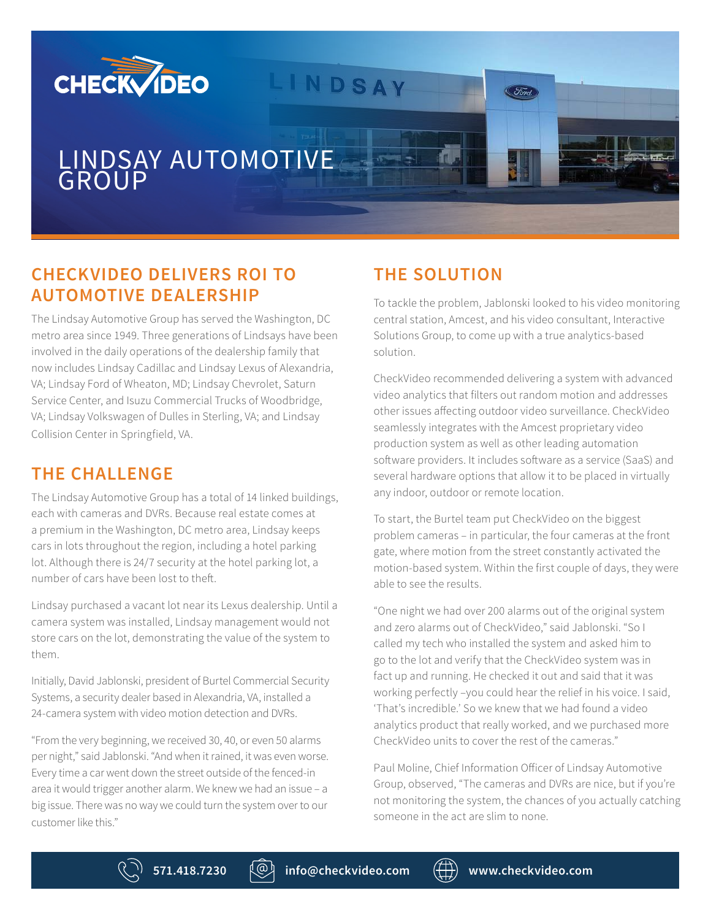# LINDSAY AUTOMOTIVE GROUP

## CHECKVIDEO DELIVERS ROI TO AUTOMOTIVE DEALERSHIP

The Lindsay Automotive Group has served the Washington, DC metro area since 1949. Three generations of Lindsays have been involved in the daily operations of the dealership family that now includes Lindsay Cadillac and Lindsay Lexus of Alexandria, VA; Lindsay Ford of Wheaton, MD; Lindsay Chevrolet, Saturn Service Center, and Isuzu Commercial Trucks of Woodbridge, VA; Lindsay Volkswagen of Dulles in Sterling, VA; and Lindsay Collision Center in Springfield, VA.

## THE CHALLENGE

The Lindsay Automotive Group has a total of 14 linked buildings, each with cameras and DVRs. Because real estate comes at a premium in the Washington, DC metro area, Lindsay keeps cars in lots throughout the region, including a hotel parking lot. Although there is 24/7 security at the hotel parking lot, a number of cars have been lost to theft.

Lindsay purchased a vacant lot near its Lexus dealership. Until a camera system was installed, Lindsay management would not store cars on the lot, demonstrating the value of the system to them.

Initially, David Jablonski, president of Burtel Commercial Security Systems, a security dealer based in Alexandria, VA, installed a 24-camera system with video motion detection and DVRs.

"From the very beginning, we received 30, 40, or even 50 alarms per night," said Jablonski. "And when it rained, it was even worse. Every time a car went down the street outside of the fenced-in area it would trigger another alarm. We knew we had an issue – a big issue. There was no way we could turn the system over to our customer like this."

## THE SOLUTION

To tackle the problem, Jablonski looked to his video monitoring central station, Amcest, and his video consultant, Interactive Solutions Group, to come up with a true analytics-based solution.

CheckVideo recommended delivering a system with advanced video analytics that filters out random motion and addresses other issues affecting outdoor video surveillance. CheckVideo seamlessly integrates with the Amcest proprietary video production system as well as other leading automation software providers. It includes software as a service (SaaS) and several hardware options that allow it to be placed in virtually any indoor, outdoor or remote location.

To start, the Burtel team put CheckVideo on the biggest problem cameras – in particular, the four cameras at the front gate, where motion from the street constantly activated the motion-based system. Within the first couple of days, they were able to see the results.

"One night we had over 200 alarms out of the original system and zero alarms out of CheckVideo," said Jablonski. "So I called my tech who installed the system and asked him to go to the lot and verify that the CheckVideo system was in fact up and running. He checked it out and said that it was working perfectly –you could hear the relief in his voice. I said, 'That's incredible.' So we knew that we had found a video analytics product that really worked, and we purchased more CheckVideo units to cover the rest of the cameras."

Paul Moline, Chief Information Officer of Lindsay Automotive Group, observed, "The cameras and DVRs are nice, but if you're not monitoring the system, the chances of you actually catching someone in the act are slim to none.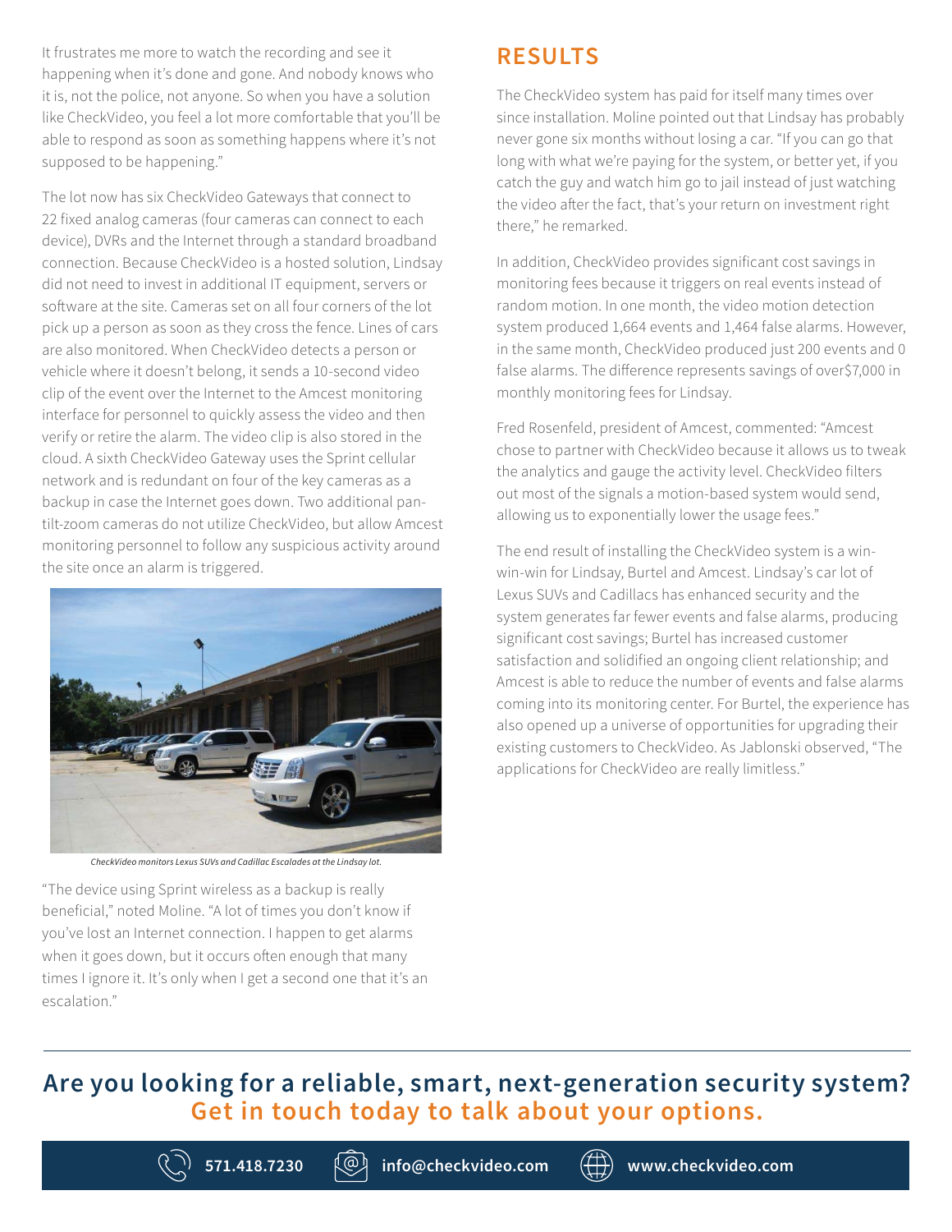It frustrates me more to watch the recording and see it happening when it's done and gone. And nobody knows who it is, not the police, not anyone. So when you have a solution like CheckVideo, you feel a lot more comfortable that you'll be able to respond as soon as something happens where it's not supposed to be happening."

The lot now has six CheckVideo Gateways that connect to 22 fixed analog cameras (four cameras can connect to each device), DVRs and the Internet through a standard broadband connection. Because CheckVideo is a hosted solution, Lindsay did not need to invest in additional IT equipment, servers or software at the site. Cameras set on all four corners of the lot pick up a person as soon as they cross the fence. Lines of cars are also monitored. When CheckVideo detects a person or vehicle where it doesn't belong, it sends a 10-second video clip of the event over the Internet to the Amcest monitoring interface for personnel to quickly assess the video and then verify or retire the alarm. The video clip is also stored in the cloud. A sixth CheckVideo Gateway uses the Sprint cellular network and is redundant on four of the key cameras as a backup in case the Internet goes down. Two additional pan-tilt-zoom cameras do not utilize CheckVideo, but allow Amcest monitoring personnel to follow any suspicious activity around the site once an alarm is triggered.

*CheckVideo monitors Lexus SUVs and Cadillac Escalades at the Lindsay lot.*

"The device using Sprint wireless as a backup is really beneficial," noted Moline. "A lot of times you don't know if you've lost an Internet connection. I happen to get alarms when it goes down, but it occurs often enough that many times I ignore it. It's only when I get a second one that it's an escalation."

## RESULTS

The CheckVideo system has paid for itself many times over since installation. Moline pointed out that Lindsay has probably never gone six months without losing a car. "If you can go that long with what we're paying for the system, or better yet, if you catch the guy and watch him go to jail instead of just watching the video after the fact, that's your return on investment right there," he remarked.

In addition, CheckVideo provides significant cost savings in monitoring fees because it triggers on real events instead of random motion. In one month, the video motion detection system produced 1,664 events and 1,464 false alarms. However, in the same month, CheckVideo produced just 200 events and 0 false alarms. The difference represents savings of over$7,000 in monthly monitoring fees for Lindsay.

Fred Rosenfeld, president of Amcest, commented: "Amcest chose to partner with CheckVideo because it allows us to tweak the analytics and gauge the activity level. CheckVideo filters out most of the signals a motion-based system would send, allowing us to exponentially lower the usage fees."

The end result of installing the CheckVideo system is a win-win-win for Lindsay, Burtel and Amcest. Lindsay's car lot of Lexus SUVs and Cadillacs has enhanced security and the system generates far fewer events and false alarms, producing significant cost savings; Burtel has increased customer satisfaction and solidified an ongoing client relationship; and Amcest is able to reduce the number of events and false alarms coming into its monitoring center. For Burtel, the experience has also opened up a universe of opportunities for upgrading their existing customers to CheckVideo. As Jablonski observed, "The applications for CheckVideo are really limitless."

**Are you looking for a reliable, smart, next-generation security system?**
**Get in touch today to talk about your options.**

**571.418.7230** **info@checkvideo.com** **www.checkvideo.com**